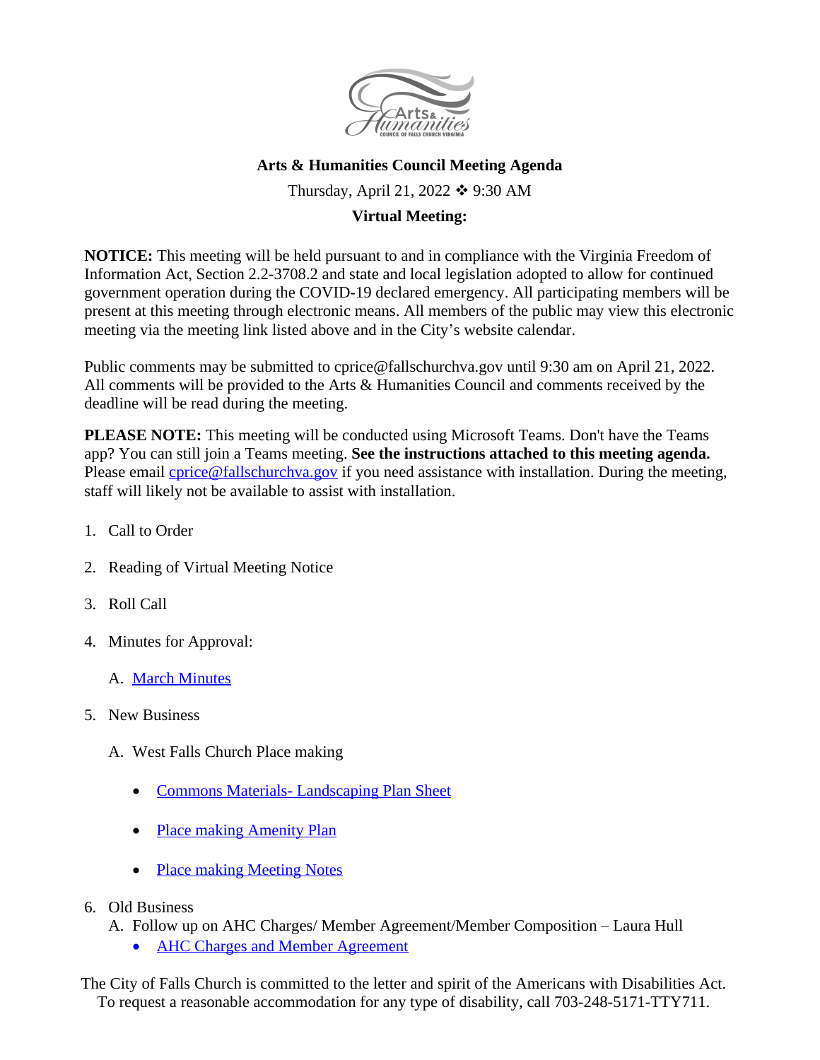# Arts & Humanities Council Meeting Agenda

Thursday, April 21, 2022 ❖ 9:30 AM

**Virtual Meeting:**

**NOTICE:** This meeting will be held pursuant to and in compliance with the Virginia Freedom of Information Act, Section 2.2-3708.2 and state and local legislation adopted to allow for continued government operation during the COVID-19 declared emergency. All participating members will be present at this meeting through electronic means. All members of the public may view this electronic meeting via the meeting link listed above and in the City's website calendar.

Public comments may be submitted to cprice@fallschurchva.gov until 9:30 am on April 21, 2022. All comments will be provided to the Arts & Humanities Council and comments received by the deadline will be read during the meeting.

**PLEASE NOTE:** This meeting will be conducted using Microsoft Teams. Don't have the Teams app? You can still join a Teams meeting. **See the instructions attached to this meeting agenda.** Please email cprice@fallschurchva.gov if you need assistance with installation. During the meeting, staff will likely not be available to assist with installation.

1. Call to Order
2. Reading of Virtual Meeting Notice
3. Roll Call
4. Minutes for Approval:
   A. March Minutes
5. New Business
   A. West Falls Church Place making
      - Commons Materials- Landscaping Plan Sheet
      - Place making Amenity Plan
      - Place making Meeting Notes
6. Old Business
   A. Follow up on AHC Charges/ Member Agreement/Member Composition – Laura Hull
      - AHC Charges and Member Agreement

The City of Falls Church is committed to the letter and spirit of the Americans with Disabilities Act. To request a reasonable accommodation for any type of disability, call 703-248-5171-TTY711.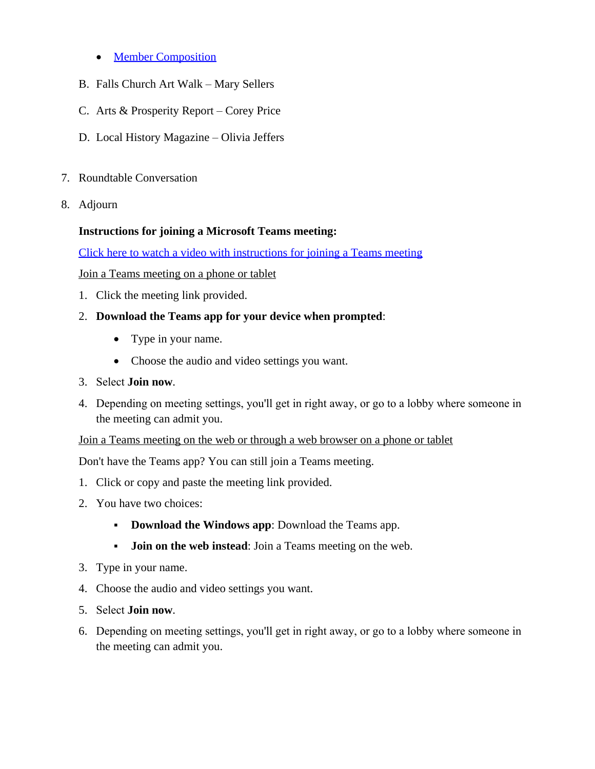- Member Composition

B. Falls Church Art Walk – Mary Sellers

C. Arts & Prosperity Report – Corey Price

D. Local History Magazine – Olivia Jeffers

7. Roundtable Conversation

8. Adjourn

**Instructions for joining a Microsoft Teams meeting:**

Click here to watch a video with instructions for joining a Teams meeting

Join a Teams meeting on a phone or tablet

1. Click the meeting link provided.
2. **Download the Teams app for your device when prompted**:
   - Type in your name.
   - Choose the audio and video settings you want.
3. Select **Join now**.
4. Depending on meeting settings, you'll get in right away, or go to a lobby where someone in the meeting can admit you.

Join a Teams meeting on the web or through a web browser on a phone or tablet

Don't have the Teams app? You can still join a Teams meeting.

1. Click or copy and paste the meeting link provided.
2. You have two choices:
   - **Download the Windows app**: Download the Teams app.
   - **Join on the web instead**: Join a Teams meeting on the web.
3. Type in your name.
4. Choose the audio and video settings you want.
5. Select **Join now**.
6. Depending on meeting settings, you'll get in right away, or go to a lobby where someone in the meeting can admit you.